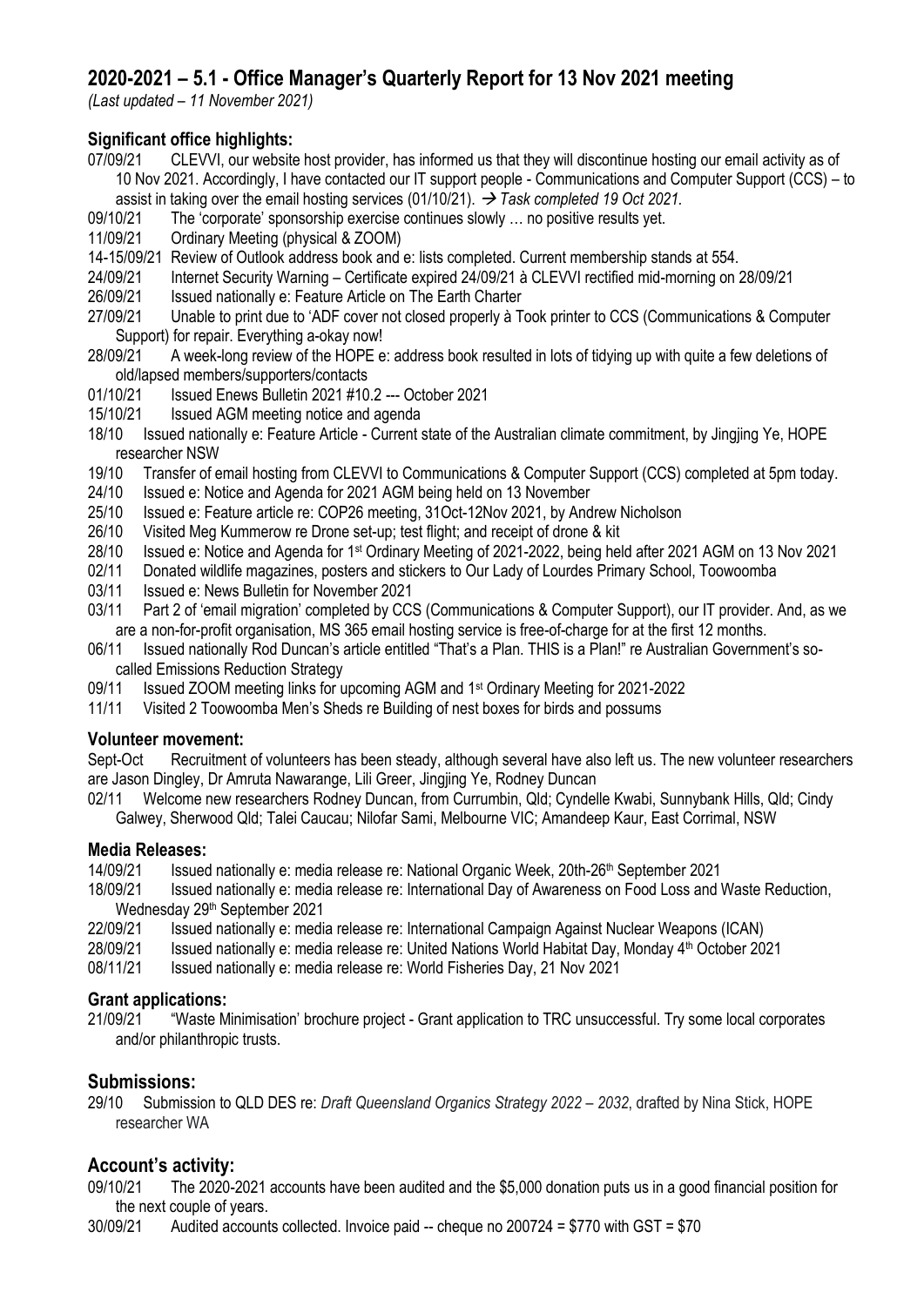## 2020-2021 – 5.1 - Office Manager's Quarterly Report for 13 Nov 2021 meeting

*(Last updated – 11 November 2021)*

### Significant office highlights:

07/09/21 CLEVVI, our website host provider, has informed us that they will discontinue hosting our email activity as of 10 Nov 2021. Accordingly, I have contacted our IT support people - Communications and Computer Support (CCS) – to assist in taking over the email hosting services (01/10/21). → *Task completed 19 Oct 2021.*

09/10/21 The 'corporate' sponsorship exercise continues slowly … no positive results yet.

11/09/21 Ordinary Meeting (physical & ZOOM)

14-15/09/21 Review of Outlook address book and e: lists completed. Current membership stands at 554.

24/09/21 Internet Security Warning – Certificate expired 24/09/21 à CLEVVI rectified mid-morning on 28/09/21

26/09/21 Issued nationally e: Feature Article on The Earth Charter

27/09/21 Unable to print due to 'ADF cover not closed properly à Took printer to CCS (Communications & Computer Support) for repair. Everything a-okay now!

28/09/21 A week-long review of the HOPE e: address book resulted in lots of tidying up with quite a few deletions of old/lapsed members/supporters/contacts

01/10/21 Issued Enews Bulletin 2021 #10.2 --- October 2021

15/10/21 Issued AGM meeting notice and agenda

18/10 Issued nationally e: Feature Article - Current state of the Australian climate commitment, by Jingjing Ye, HOPE researcher NSW

19/10 Transfer of email hosting from CLEVVI to Communications & Computer Support (CCS) completed at 5pm today.

24/10 Issued e: Notice and Agenda for 2021 AGM being held on 13 November

25/10 Issued e: Feature article re: COP26 meeting, 31Oct-12Nov 2021, by Andrew Nicholson

26/10 Visited Meg Kummerow re Drone set-up; test flight; and receipt of drone & kit

28/10 Issued e: Notice and Agenda for 1st Ordinary Meeting of 2021-2022, being held after 2021 AGM on 13 Nov 2021

02/11 Donated wildlife magazines, posters and stickers to Our Lady of Lourdes Primary School, Toowoomba

03/11 Issued e: News Bulletin for November 2021

03/11 Part 2 of 'email migration' completed by CCS (Communications & Computer Support), our IT provider. And, as we are a non-for-profit organisation, MS 365 email hosting service is free-of-charge for at the first 12 months.

06/11 Issued nationally Rod Duncan's article entitled "That's a Plan. THIS is a Plan!" re Australian Government's so-called Emissions Reduction Strategy

09/11 Issued ZOOM meeting links for upcoming AGM and 1st Ordinary Meeting for 2021-2022

11/11 Visited 2 Toowoomba Men's Sheds re Building of nest boxes for birds and possums

### Volunteer movement:

Sept-Oct Recruitment of volunteers has been steady, although several have also left us. The new volunteer researchers are Jason Dingley, Dr Amruta Nawarange, Lili Greer, Jingjing Ye, Rodney Duncan

02/11 Welcome new researchers Rodney Duncan, from Currumbin, Qld; Cyndelle Kwabi, Sunnybank Hills, Qld; Cindy Galwey, Sherwood Qld; Talei Caucau; Nilofar Sami, Melbourne VIC; Amandeep Kaur, East Corrimal, NSW

### Media Releases:

14/09/21 Issued nationally e: media release re: National Organic Week, 20th-26th September 2021

18/09/21 Issued nationally e: media release re: International Day of Awareness on Food Loss and Waste Reduction, Wednesday 29th September 2021

22/09/21 Issued nationally e: media release re: International Campaign Against Nuclear Weapons (ICAN)

28/09/21 Issued nationally e: media release re: United Nations World Habitat Day, Monday 4th October 2021

08/11/21 Issued nationally e: media release re: World Fisheries Day, 21 Nov 2021

### Grant applications:

21/09/21 "Waste Minimisation' brochure project - Grant application to TRC unsuccessful. Try some local corporates and/or philanthropic trusts.

## Submissions:

29/10 Submission to QLD DES re: *Draft Queensland Organics Strategy 2022 – 2032*, drafted by Nina Stick, HOPE researcher WA

## Account's activity:

09/10/21 The 2020-2021 accounts have been audited and the $5,000 donation puts us in a good financial position for the next couple of years.

30/09/21 Audited accounts collected. Invoice paid -- cheque no 200724 = $770 with GST = $70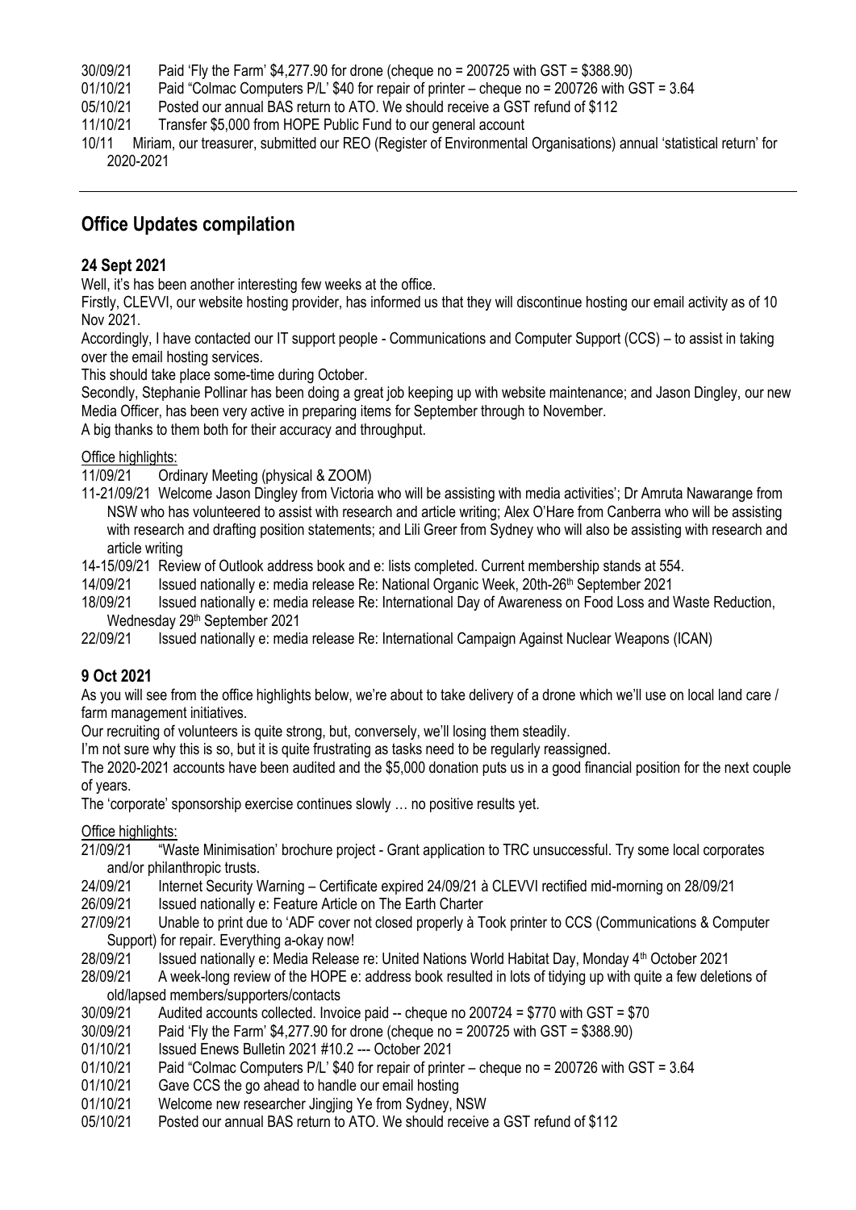30/09/21 Paid 'Fly the Farm' $4,277.90 for drone (cheque no = 200725 with GST = $388.90)

01/10/21 Paid "Colmac Computers P/L' $40 for repair of printer – cheque no = 200726 with GST = 3.64

05/10/21 Posted our annual BAS return to ATO. We should receive a GST refund of $112

11/10/21 Transfer $5,000 from HOPE Public Fund to our general account

10/11 Miriam, our treasurer, submitted our REO (Register of Environmental Organisations) annual 'statistical return' for 2020-2021

---

## Office Updates compilation

### 24 Sept 2021

Well, it's has been another interesting few weeks at the office.

Firstly, CLEVVI, our website hosting provider, has informed us that they will discontinue hosting our email activity as of 10 Nov 2021.

Accordingly, I have contacted our IT support people - Communications and Computer Support (CCS) – to assist in taking over the email hosting services.

This should take place some-time during October.

Secondly, Stephanie Pollinar has been doing a great job keeping up with website maintenance; and Jason Dingley, our new Media Officer, has been very active in preparing items for September through to November.

A big thanks to them both for their accuracy and throughput.

Office highlights:

11/09/21 Ordinary Meeting (physical & ZOOM)

11-21/09/21 Welcome Jason Dingley from Victoria who will be assisting with media activities'; Dr Amruta Nawarange from NSW who has volunteered to assist with research and article writing; Alex O'Hare from Canberra who will be assisting with research and drafting position statements; and Lili Greer from Sydney who will also be assisting with research and article writing

14-15/09/21 Review of Outlook address book and e: lists completed. Current membership stands at 554.

14/09/21 Issued nationally e: media release Re: National Organic Week, 20th-26th September 2021

18/09/21 Issued nationally e: media release Re: International Day of Awareness on Food Loss and Waste Reduction, Wednesday 29th September 2021

22/09/21 Issued nationally e: media release Re: International Campaign Against Nuclear Weapons (ICAN)

### 9 Oct 2021

As you will see from the office highlights below, we're about to take delivery of a drone which we'll use on local land care / farm management initiatives.

Our recruiting of volunteers is quite strong, but, conversely, we'll losing them steadily.

I'm not sure why this is so, but it is quite frustrating as tasks need to be regularly reassigned.

The 2020-2021 accounts have been audited and the $5,000 donation puts us in a good financial position for the next couple of years.

The 'corporate' sponsorship exercise continues slowly … no positive results yet.

Office highlights:

21/09/21 "Waste Minimisation' brochure project - Grant application to TRC unsuccessful. Try some local corporates and/or philanthropic trusts.

24/09/21 Internet Security Warning – Certificate expired 24/09/21 à CLEVVI rectified mid-morning on 28/09/21

26/09/21 Issued nationally e: Feature Article on The Earth Charter

27/09/21 Unable to print due to 'ADF cover not closed properly à Took printer to CCS (Communications & Computer Support) for repair. Everything a-okay now!

28/09/21 Issued nationally e: Media Release re: United Nations World Habitat Day, Monday 4th October 2021

28/09/21 A week-long review of the HOPE e: address book resulted in lots of tidying up with quite a few deletions of old/lapsed members/supporters/contacts

30/09/21 Audited accounts collected. Invoice paid -- cheque no 200724 = $770 with GST = $70

30/09/21 Paid 'Fly the Farm' $4,277.90 for drone (cheque no = 200725 with GST = $388.90)

01/10/21 Issued Enews Bulletin 2021 #10.2 --- October 2021

01/10/21 Paid "Colmac Computers P/L' $40 for repair of printer – cheque no = 200726 with GST = 3.64

01/10/21 Gave CCS the go ahead to handle our email hosting

01/10/21 Welcome new researcher Jingjing Ye from Sydney, NSW

05/10/21 Posted our annual BAS return to ATO. We should receive a GST refund of $112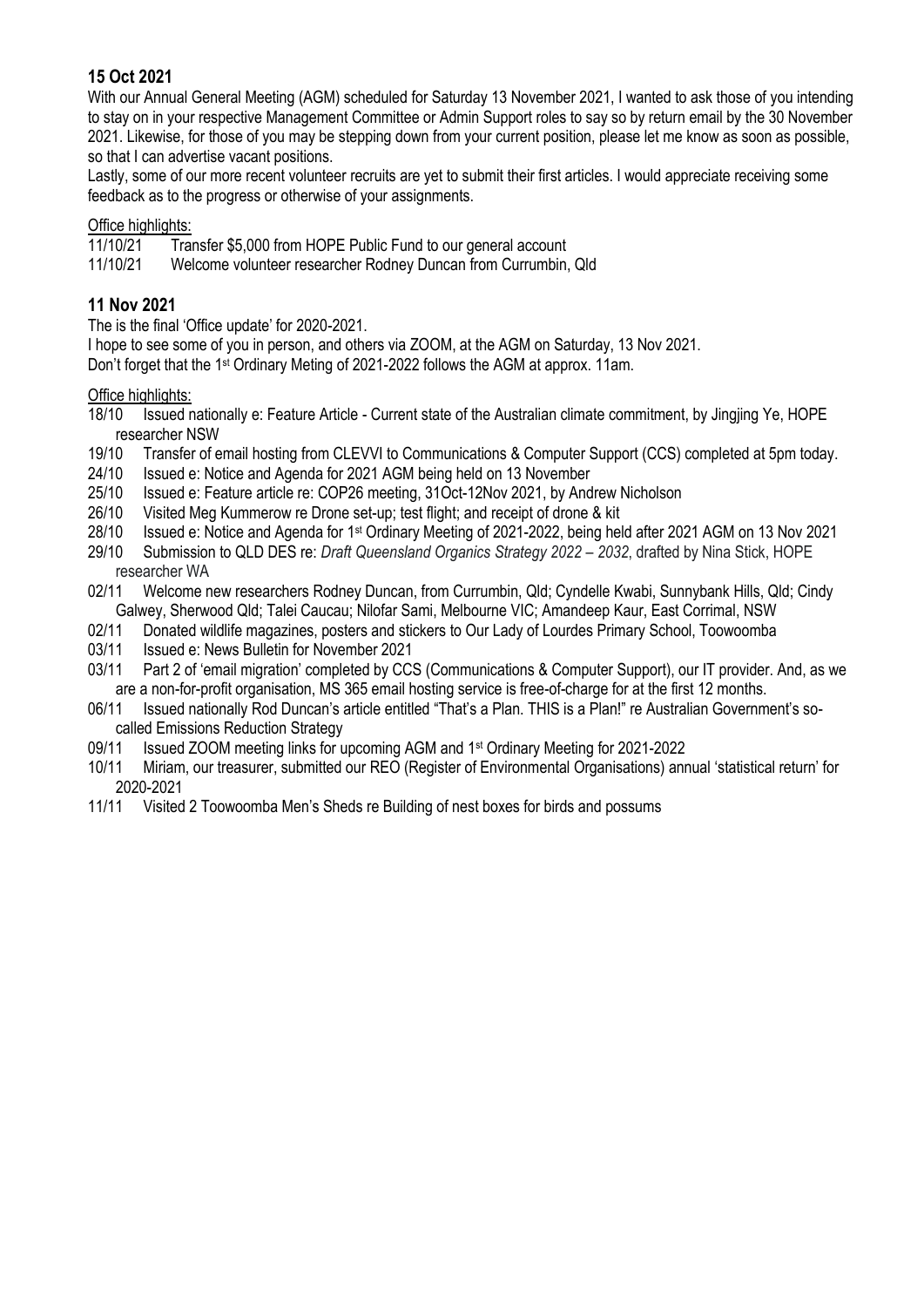## 15 Oct 2021

With our Annual General Meeting (AGM) scheduled for Saturday 13 November 2021, I wanted to ask those of you intending to stay on in your respective Management Committee or Admin Support roles to say so by return email by the 30 November 2021. Likewise, for those of you may be stepping down from your current position, please let me know as soon as possible, so that I can advertise vacant positions.

Lastly, some of our more recent volunteer recruits are yet to submit their first articles. I would appreciate receiving some feedback as to the progress or otherwise of your assignments.

Office highlights:

- 11/10/21 Transfer $5,000 from HOPE Public Fund to our general account
- 11/10/21 Welcome volunteer researcher Rodney Duncan from Currumbin, Qld

## 11 Nov 2021

The is the final 'Office update' for 2020-2021.

I hope to see some of you in person, and others via ZOOM, at the AGM on Saturday, 13 Nov 2021.

Don't forget that the 1st Ordinary Meting of 2021-2022 follows the AGM at approx. 11am.

Office highlights:

- 18/10 Issued nationally e: Feature Article - Current state of the Australian climate commitment, by Jingjing Ye, HOPE researcher NSW
- 19/10 Transfer of email hosting from CLEVVI to Communications & Computer Support (CCS) completed at 5pm today.
- 24/10 Issued e: Notice and Agenda for 2021 AGM being held on 13 November
- 25/10 Issued e: Feature article re: COP26 meeting, 31Oct-12Nov 2021, by Andrew Nicholson
- 26/10 Visited Meg Kummerow re Drone set-up; test flight; and receipt of drone & kit
- 28/10 Issued e: Notice and Agenda for 1st Ordinary Meeting of 2021-2022, being held after 2021 AGM on 13 Nov 2021
- 29/10 Submission to QLD DES re: *Draft Queensland Organics Strategy 2022 – 2032*, drafted by Nina Stick, HOPE researcher WA
- 02/11 Welcome new researchers Rodney Duncan, from Currumbin, Qld; Cyndelle Kwabi, Sunnybank Hills, Qld; Cindy Galwey, Sherwood Qld; Talei Caucau; Nilofar Sami, Melbourne VIC; Amandeep Kaur, East Corrimal, NSW
- 02/11 Donated wildlife magazines, posters and stickers to Our Lady of Lourdes Primary School, Toowoomba
- 03/11 Issued e: News Bulletin for November 2021
- 03/11 Part 2 of 'email migration' completed by CCS (Communications & Computer Support), our IT provider. And, as we are a non-for-profit organisation, MS 365 email hosting service is free-of-charge for at the first 12 months.
- 06/11 Issued nationally Rod Duncan's article entitled "That's a Plan. THIS is a Plan!" re Australian Government's so-called Emissions Reduction Strategy
- 09/11 Issued ZOOM meeting links for upcoming AGM and 1st Ordinary Meeting for 2021-2022
- 10/11 Miriam, our treasurer, submitted our REO (Register of Environmental Organisations) annual 'statistical return' for 2020-2021
- 11/11 Visited 2 Toowoomba Men's Sheds re Building of nest boxes for birds and possums